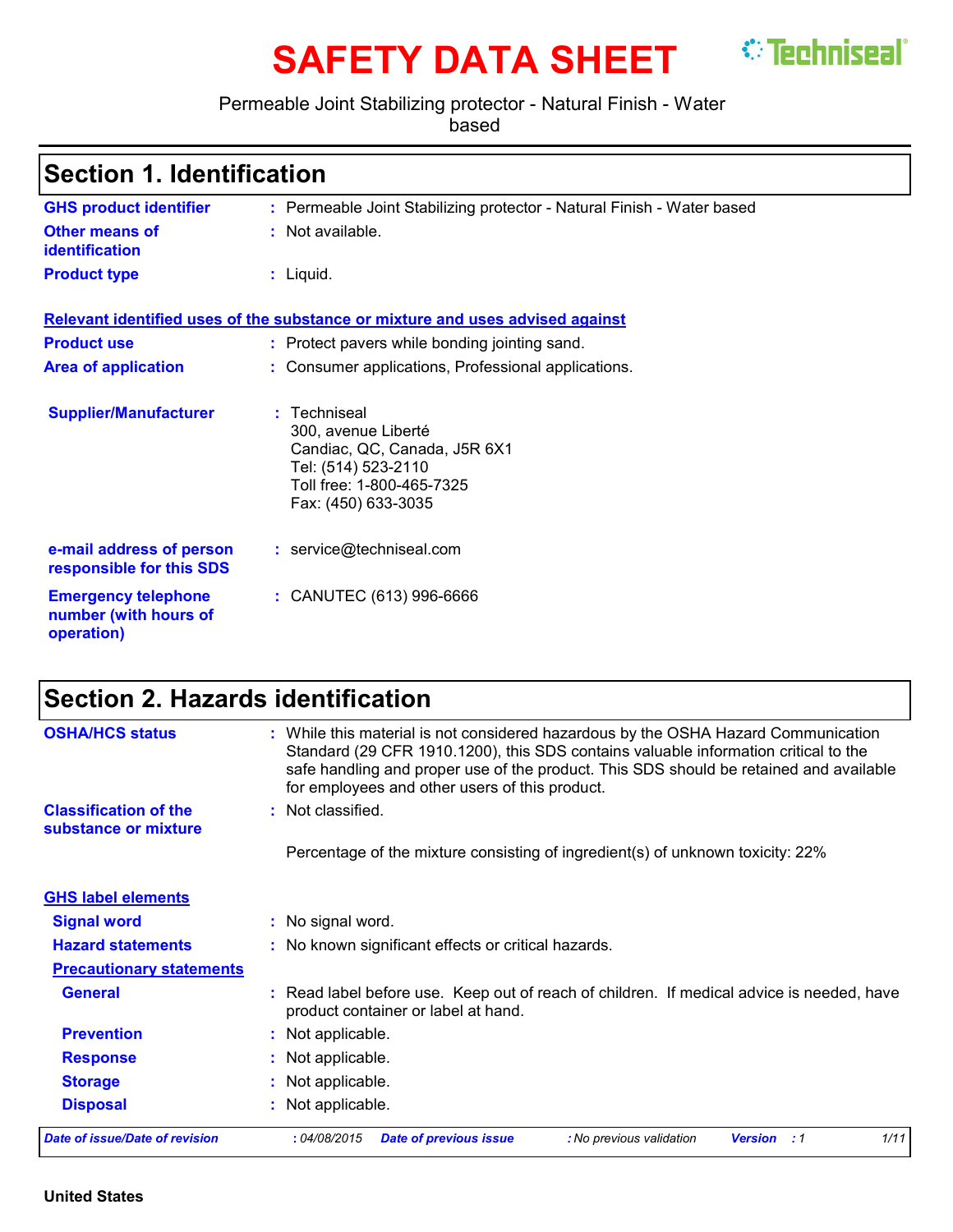# SAFETY DATA SHEET

Techniseal®

Permeable Joint Stabilizing protector - Natural Finish - Water based

## Section 1. Identification

**GHS product identifier** : Permeable Joint Stabilizing protector - Natural Finish - Water based

**Other means of identification** : Not available.

**Product type** : Liquid.

**Relevant identified uses of the substance or mixture and uses advised against**

**Product use** : Protect pavers while bonding jointing sand.

**Area of application** : Consumer applications, Professional applications.

**Supplier/Manufacturer** : Techniseal
300, avenue Liberté
Candiac, QC, Canada, J5R 6X1
Tel: (514) 523-2110
Toll free: 1-800-465-7325
Fax: (450) 633-3035

**e-mail address of person responsible for this SDS** : service@techniseal.com

**Emergency telephone number (with hours of operation)** : CANUTEC (613) 996-6666

## Section 2. Hazards identification

**OSHA/HCS status** : While this material is not considered hazardous by the OSHA Hazard Communication Standard (29 CFR 1910.1200), this SDS contains valuable information critical to the safe handling and proper use of the product. This SDS should be retained and available for employees and other users of this product.

**Classification of the substance or mixture** : Not classified.

Percentage of the mixture consisting of ingredient(s) of unknown toxicity: 22%

**GHS label elements**

**Signal word** : No signal word.

**Hazard statements** : No known significant effects or critical hazards.

**Precautionary statements**

**General** : Read label before use. Keep out of reach of children. If medical advice is needed, have product container or label at hand.

**Prevention** : Not applicable.

**Response** : Not applicable.

**Storage** : Not applicable.

**Disposal** : Not applicable.

*Date of issue/Date of revision* : 04/08/2015 *Date of previous issue* : No previous validation *Version* : 1

**United States**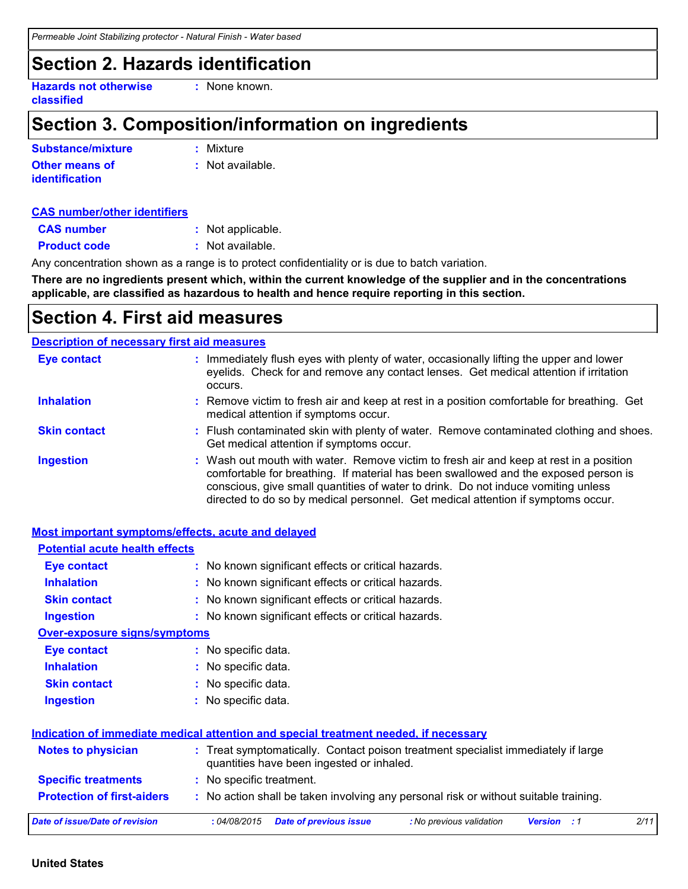## Section 2. Hazards identification

**Hazards not otherwise classified** : None known.

## Section 3. Composition/information on ingredients

**Substance/mixture** : Mixture

**Other means of identification** : Not available.

### CAS number/other identifiers

**CAS number** : Not applicable.

**Product code** : Not available.

Any concentration shown as a range is to protect confidentiality or is due to batch variation.

**There are no ingredients present which, within the current knowledge of the supplier and in the concentrations applicable, are classified as hazardous to health and hence require reporting in this section.**

## Section 4. First aid measures

### Description of necessary first aid measures

**Eye contact** : Immediately flush eyes with plenty of water, occasionally lifting the upper and lower eyelids. Check for and remove any contact lenses. Get medical attention if irritation occurs.

**Inhalation** : Remove victim to fresh air and keep at rest in a position comfortable for breathing. Get medical attention if symptoms occur.

**Skin contact** : Flush contaminated skin with plenty of water. Remove contaminated clothing and shoes. Get medical attention if symptoms occur.

**Ingestion** : Wash out mouth with water. Remove victim to fresh air and keep at rest in a position comfortable for breathing. If material has been swallowed and the exposed person is conscious, give small quantities of water to drink. Do not induce vomiting unless directed to do so by medical personnel. Get medical attention if symptoms occur.

### Most important symptoms/effects, acute and delayed

#### Potential acute health effects

**Eye contact** : No known significant effects or critical hazards.

**Inhalation** : No known significant effects or critical hazards.

**Skin contact** : No known significant effects or critical hazards.

**Ingestion** : No known significant effects or critical hazards.

#### Over-exposure signs/symptoms

**Eye contact** : No specific data.

**Inhalation** : No specific data.

**Skin contact** : No specific data.

**Ingestion** : No specific data.

### Indication of immediate medical attention and special treatment needed, if necessary

**Notes to physician** : Treat symptomatically. Contact poison treatment specialist immediately if large quantities have been ingested or inhaled.

**Specific treatments** : No specific treatment.

**Protection of first-aiders** : No action shall be taken involving any personal risk or without suitable training.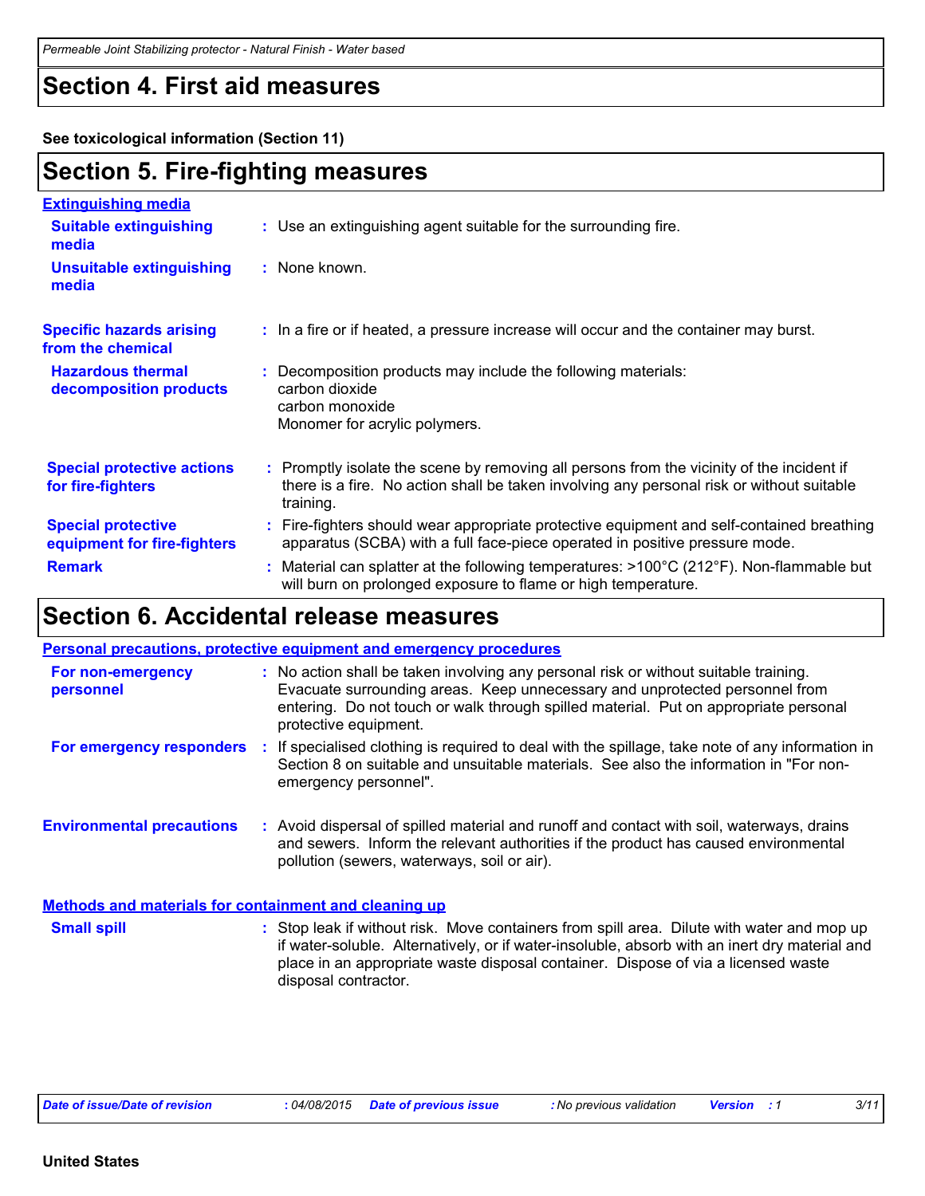## Section 4. First aid measures

**See toxicological information (Section 11)**

## Section 5. Fire-fighting measures

**Extinguishing media**

**Suitable extinguishing media** : Use an extinguishing agent suitable for the surrounding fire.

**Unsuitable extinguishing media** : None known.

**Specific hazards arising from the chemical** : In a fire or if heated, a pressure increase will occur and the container may burst.

**Hazardous thermal decomposition products** : Decomposition products may include the following materials:
carbon dioxide
carbon monoxide
Monomer for acrylic polymers.

**Special protective actions for fire-fighters** : Promptly isolate the scene by removing all persons from the vicinity of the incident if there is a fire. No action shall be taken involving any personal risk or without suitable training.

**Special protective equipment for fire-fighters** : Fire-fighters should wear appropriate protective equipment and self-contained breathing apparatus (SCBA) with a full face-piece operated in positive pressure mode.

**Remark** : Material can splatter at the following temperatures: >100°C (212°F). Non-flammable but will burn on prolonged exposure to flame or high temperature.

## Section 6. Accidental release measures

**Personal precautions, protective equipment and emergency procedures**

**For non-emergency personnel** : No action shall be taken involving any personal risk or without suitable training. Evacuate surrounding areas. Keep unnecessary and unprotected personnel from entering. Do not touch or walk through spilled material. Put on appropriate personal protective equipment.

**For emergency responders** : If specialised clothing is required to deal with the spillage, take note of any information in Section 8 on suitable and unsuitable materials. See also the information in "For non-emergency personnel".

**Environmental precautions** : Avoid dispersal of spilled material and runoff and contact with soil, waterways, drains and sewers. Inform the relevant authorities if the product has caused environmental pollution (sewers, waterways, soil or air).

**Methods and materials for containment and cleaning up**

**Small spill** : Stop leak if without risk. Move containers from spill area. Dilute with water and mop up if water-soluble. Alternatively, or if water-insoluble, absorb with an inert dry material and place in an appropriate waste disposal container. Dispose of via a licensed waste disposal contractor.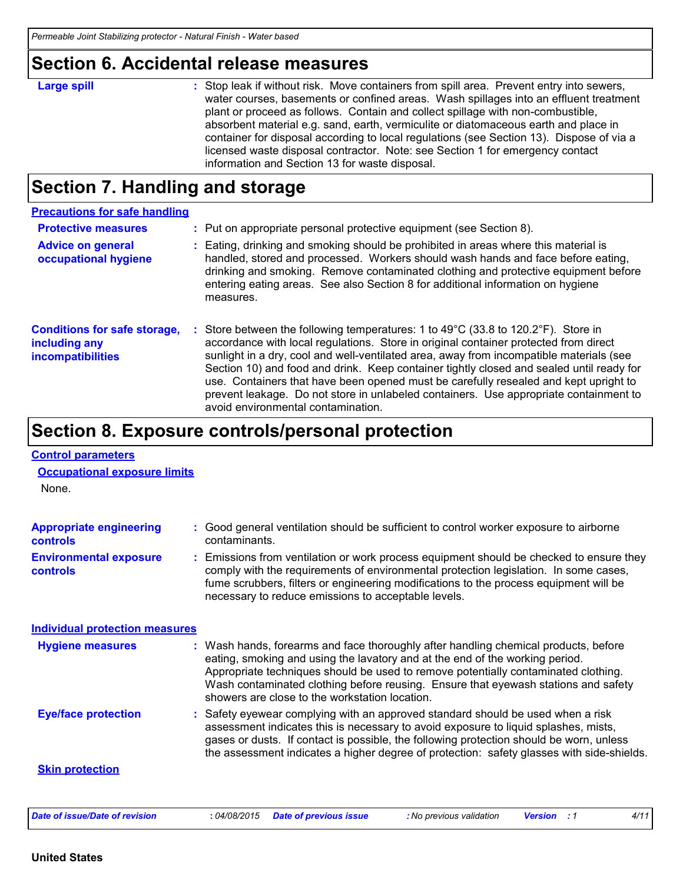## Section 6. Accidental release measures

**Large spill** : Stop leak if without risk. Move containers from spill area. Prevent entry into sewers, water courses, basements or confined areas. Wash spillages into an effluent treatment plant or proceed as follows. Contain and collect spillage with non-combustible, absorbent material e.g. sand, earth, vermiculite or diatomaceous earth and place in container for disposal according to local regulations (see Section 13). Dispose of via a licensed waste disposal contractor. Note: see Section 1 for emergency contact information and Section 13 for waste disposal.

## Section 7. Handling and storage

### Precautions for safe handling

**Protective measures** : Put on appropriate personal protective equipment (see Section 8).

**Advice on general occupational hygiene** : Eating, drinking and smoking should be prohibited in areas where this material is handled, stored and processed. Workers should wash hands and face before eating, drinking and smoking. Remove contaminated clothing and protective equipment before entering eating areas. See also Section 8 for additional information on hygiene measures.

**Conditions for safe storage, including any incompatibilities** : Store between the following temperatures: 1 to 49°C (33.8 to 120.2°F). Store in accordance with local regulations. Store in original container protected from direct sunlight in a dry, cool and well-ventilated area, away from incompatible materials (see Section 10) and food and drink. Keep container tightly closed and sealed until ready for use. Containers that have been opened must be carefully resealed and kept upright to prevent leakage. Do not store in unlabeled containers. Use appropriate containment to avoid environmental contamination.

## Section 8. Exposure controls/personal protection

### Control parameters

#### Occupational exposure limits

None.

**Appropriate engineering controls** : Good general ventilation should be sufficient to control worker exposure to airborne contaminants.

**Environmental exposure controls** : Emissions from ventilation or work process equipment should be checked to ensure they comply with the requirements of environmental protection legislation. In some cases, fume scrubbers, filters or engineering modifications to the process equipment will be necessary to reduce emissions to acceptable levels.

### Individual protection measures

**Hygiene measures** : Wash hands, forearms and face thoroughly after handling chemical products, before eating, smoking and using the lavatory and at the end of the working period. Appropriate techniques should be used to remove potentially contaminated clothing. Wash contaminated clothing before reusing. Ensure that eyewash stations and safety showers are close to the workstation location.

**Eye/face protection** : Safety eyewear complying with an approved standard should be used when a risk assessment indicates this is necessary to avoid exposure to liquid splashes, mists, gases or dusts. If contact is possible, the following protection should be worn, unless the assessment indicates a higher degree of protection: safety glasses with side-shields.

#### Skin protection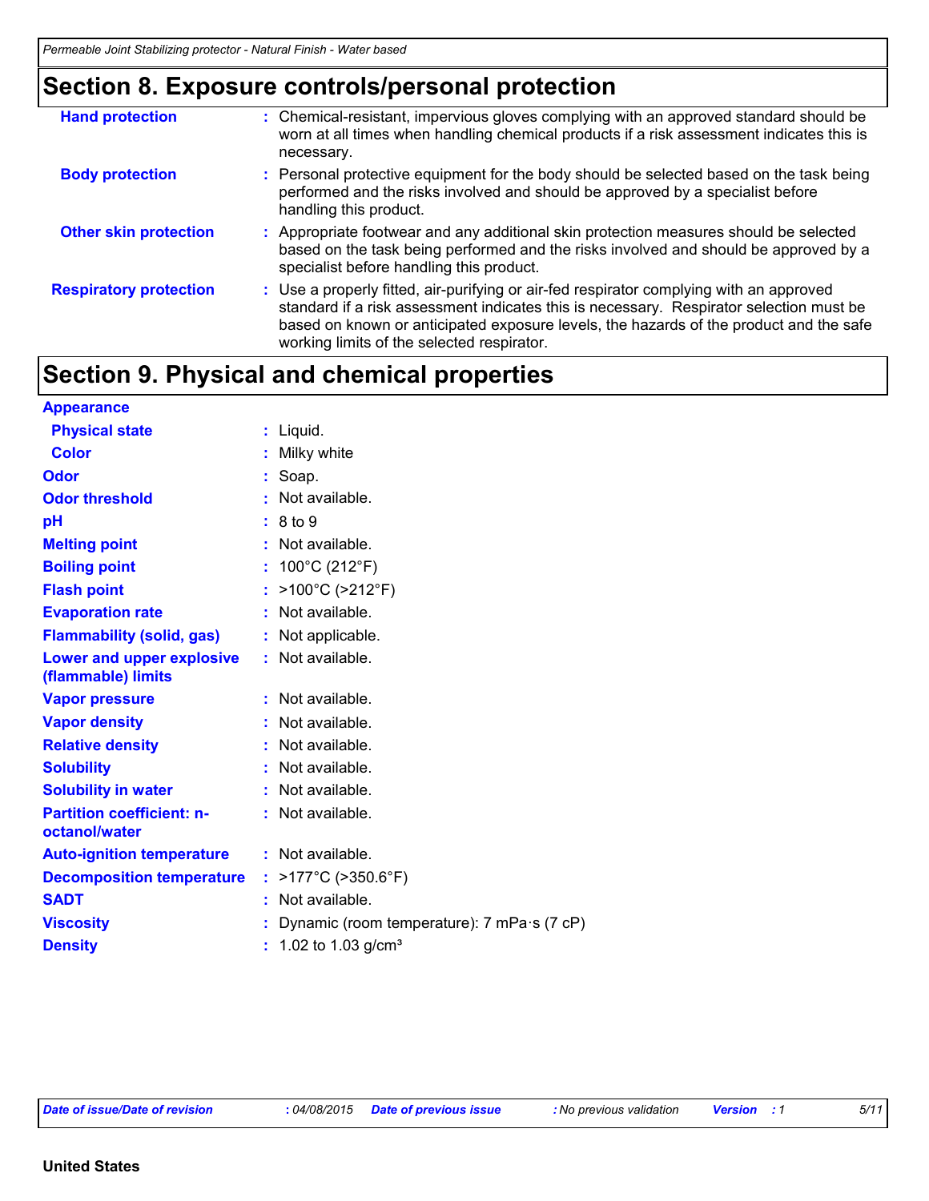## Section 8. Exposure controls/personal protection

| | | |
|---|---|---|
| **Hand protection** | : | Chemical-resistant, impervious gloves complying with an approved standard should be worn at all times when handling chemical products if a risk assessment indicates this is necessary. |
| **Body protection** | : | Personal protective equipment for the body should be selected based on the task being performed and the risks involved and should be approved by a specialist before handling this product. |
| **Other skin protection** | : | Appropriate footwear and any additional skin protection measures should be selected based on the task being performed and the risks involved and should be approved by a specialist before handling this product. |
| **Respiratory protection** | : | Use a properly fitted, air-purifying or air-fed respirator complying with an approved standard if a risk assessment indicates this is necessary. Respirator selection must be based on known or anticipated exposure levels, the hazards of the product and the safe working limits of the selected respirator. |

## Section 9. Physical and chemical properties

**Appearance**

| | | |
|---|---|---|
| **Physical state** | : | Liquid. |
| **Color** | : | Milky white |
| **Odor** | : | Soap. |
| **Odor threshold** | : | Not available. |
| **pH** | : | 8 to 9 |
| **Melting point** | : | Not available. |
| **Boiling point** | : | 100°C (212°F) |
| **Flash point** | : | >100°C (>212°F) |
| **Evaporation rate** | : | Not available. |
| **Flammability (solid, gas)** | : | Not applicable. |
| **Lower and upper explosive (flammable) limits** | : | Not available. |
| **Vapor pressure** | : | Not available. |
| **Vapor density** | : | Not available. |
| **Relative density** | : | Not available. |
| **Solubility** | : | Not available. |
| **Solubility in water** | : | Not available. |
| **Partition coefficient: n-octanol/water** | : | Not available. |
| **Auto-ignition temperature** | : | Not available. |
| **Decomposition temperature** | : | >177°C (>350.6°F) |
| **SADT** | : | Not available. |
| **Viscosity** | : | Dynamic (room temperature): 7 mPa·s (7 cP) |
| **Density** | : | 1.02 to 1.03 g/cm³ |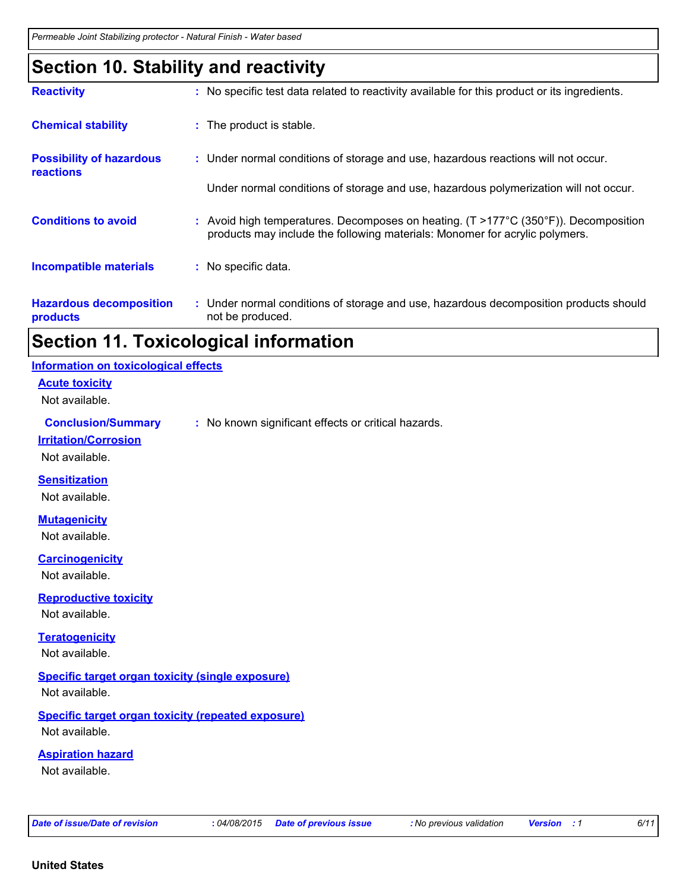# Section 10. Stability and reactivity

**Reactivity** : No specific test data related to reactivity available for this product or its ingredients.

**Chemical stability** : The product is stable.

**Possibility of hazardous reactions** : Under normal conditions of storage and use, hazardous reactions will not occur.

Under normal conditions of storage and use, hazardous polymerization will not occur.

**Conditions to avoid** : Avoid high temperatures. Decomposes on heating. (T >177°C (350°F)). Decomposition products may include the following materials: Monomer for acrylic polymers.

**Incompatible materials** : No specific data.

**Hazardous decomposition products** : Under normal conditions of storage and use, hazardous decomposition products should not be produced.

# Section 11. Toxicological information

## Information on toxicological effects

### Acute toxicity

Not available.

**Conclusion/Summary** : No known significant effects or critical hazards.

### Irritation/Corrosion

Not available.

### Sensitization

Not available.

### Mutagenicity

Not available.

### Carcinogenicity

Not available.

### Reproductive toxicity

Not available.

### Teratogenicity

Not available.

### Specific target organ toxicity (single exposure)

Not available.

### Specific target organ toxicity (repeated exposure)

Not available.

### Aspiration hazard

Not available.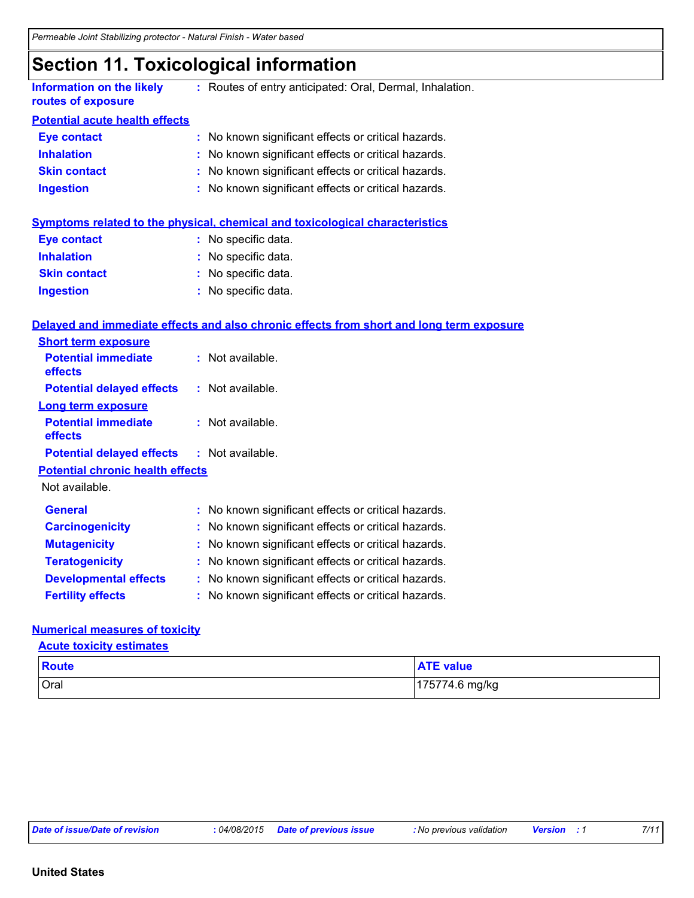# Section 11. Toxicological information

**Information on the likely routes of exposure** : Routes of entry anticipated: Oral, Dermal, Inhalation.

**Potential acute health effects**

**Eye contact** : No known significant effects or critical hazards.

**Inhalation** : No known significant effects or critical hazards.

**Skin contact** : No known significant effects or critical hazards.

**Ingestion** : No known significant effects or critical hazards.

**Symptoms related to the physical, chemical and toxicological characteristics**

**Eye contact** : No specific data.

**Inhalation** : No specific data.

**Skin contact** : No specific data.

**Ingestion** : No specific data.

**Delayed and immediate effects and also chronic effects from short and long term exposure**

**Short term exposure**

**Potential immediate effects** : Not available.

**Potential delayed effects** : Not available.

**Long term exposure**

**Potential immediate effects** : Not available.

**Potential delayed effects** : Not available.

**Potential chronic health effects**

Not available.

**General** : No known significant effects or critical hazards.

**Carcinogenicity** : No known significant effects or critical hazards.

**Mutagenicity** : No known significant effects or critical hazards.

**Teratogenicity** : No known significant effects or critical hazards.

**Developmental effects** : No known significant effects or critical hazards.

**Fertility effects** : No known significant effects or critical hazards.

**Numerical measures of toxicity**

**Acute toxicity estimates**

| Route | ATE value |
|---|---|
| Oral | 175774.6 mg/kg |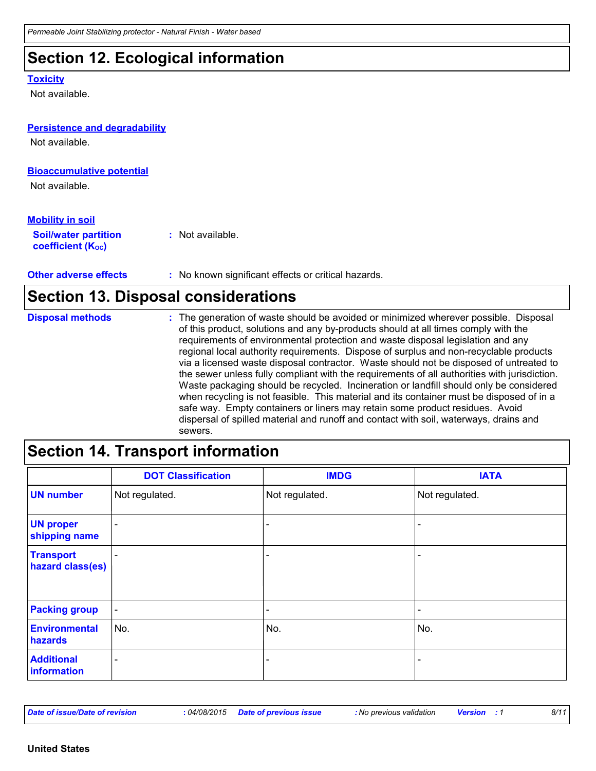## Section 12. Ecological information

**Toxicity**

Not available.

**Persistence and degradability**

Not available.

**Bioaccumulative potential**

Not available.

**Mobility in soil**

**Soil/water partition coefficient ($K_{OC}$)** : Not available.

**Other adverse effects** : No known significant effects or critical hazards.

## Section 13. Disposal considerations

**Disposal methods** : The generation of waste should be avoided or minimized wherever possible. Disposal of this product, solutions and any by-products should at all times comply with the requirements of environmental protection and waste disposal legislation and any regional local authority requirements. Dispose of surplus and non-recyclable products via a licensed waste disposal contractor. Waste should not be disposed of untreated to the sewer unless fully compliant with the requirements of all authorities with jurisdiction. Waste packaging should be recycled. Incineration or landfill should only be considered when recycling is not feasible. This material and its container must be disposed of in a safe way. Empty containers or liners may retain some product residues. Avoid dispersal of spilled material and runoff and contact with soil, waterways, drains and sewers.

## Section 14. Transport information

| | DOT Classification | IMDG | IATA |
|---|---|---|---|
| **UN number** | Not regulated. | Not regulated. | Not regulated. |
| **UN proper shipping name** | - | - | - |
| **Transport hazard class(es)** | - | - | - |
| **Packing group** | - | - | - |
| **Environmental hazards** | No. | No. | No. |
| **Additional information** | - | - | - |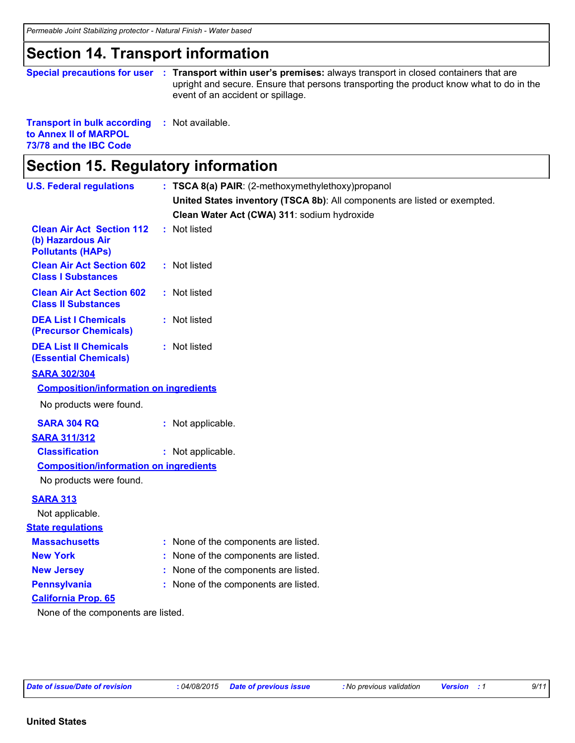## Section 14. Transport information

**Special precautions for user** : **Transport within user's premises:** always transport in closed containers that are upright and secure. Ensure that persons transporting the product know what to do in the event of an accident or spillage.

**Transport in bulk according to Annex II of MARPOL 73/78 and the IBC Code** : Not available.

## Section 15. Regulatory information

**U.S. Federal regulations** : **TSCA 8(a) PAIR**: (2-methoxymethylethoxy)propanol

**United States inventory (TSCA 8b)**: All components are listed or exempted.

**Clean Water Act (CWA) 311**: sodium hydroxide

**Clean Air Act Section 112 (b) Hazardous Air Pollutants (HAPs)** : Not listed

**Clean Air Act Section 602 Class I Substances** : Not listed

**Clean Air Act Section 602 Class II Substances** : Not listed

**DEA List I Chemicals (Precursor Chemicals)** : Not listed

**DEA List II Chemicals (Essential Chemicals)** : Not listed

**SARA 302/304**

**Composition/information on ingredients**

No products were found.

**SARA 304 RQ** : Not applicable.

**SARA 311/312**

**Classification** : Not applicable.

**Composition/information on ingredients**

No products were found.

**SARA 313**

Not applicable.

**State regulations**

**Massachusetts** : None of the components are listed.

**New York** : None of the components are listed.

**New Jersey** : None of the components are listed.

**Pennsylvania** : None of the components are listed.

**California Prop. 65**

None of the components are listed.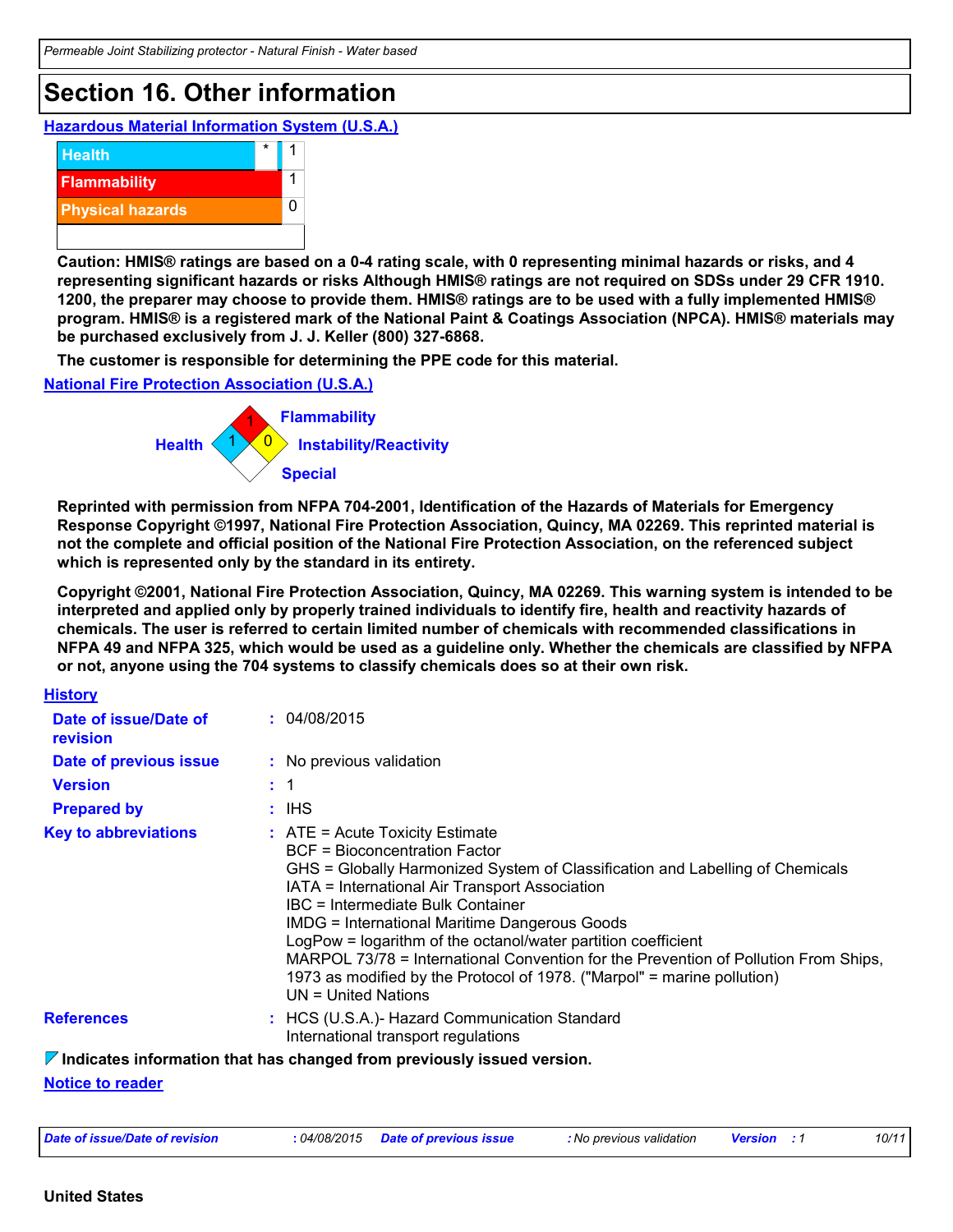## Section 16. Other information

### Hazardous Material Information System (U.S.A.)

| | | |
|---|---|---|
| Health | * | 1 |
| Flammability | | 1 |
| Physical hazards | | 0 |
| | | |

**Caution: HMIS® ratings are based on a 0-4 rating scale, with 0 representing minimal hazards or risks, and 4 representing significant hazards or risks Although HMIS® ratings are not required on SDSs under 29 CFR 1910. 1200, the preparer may choose to provide them. HMIS® ratings are to be used with a fully implemented HMIS® program. HMIS® is a registered mark of the National Paint & Coatings Association (NPCA). HMIS® materials may be purchased exclusively from J. J. Keller (800) 327-6868.**

**The customer is responsible for determining the PPE code for this material.**

### National Fire Protection Association (U.S.A.)

- Health: 1
- Flammability: 1
- Instability/Reactivity: 0
- Special:

**Reprinted with permission from NFPA 704-2001, Identification of the Hazards of Materials for Emergency Response Copyright ©1997, National Fire Protection Association, Quincy, MA 02269. This reprinted material is not the complete and official position of the National Fire Protection Association, on the referenced subject which is represented only by the standard in its entirety.**

**Copyright ©2001, National Fire Protection Association, Quincy, MA 02269. This warning system is intended to be interpreted and applied only by properly trained individuals to identify fire, health and reactivity hazards of chemicals. The user is referred to certain limited number of chemicals with recommended classifications in NFPA 49 and NFPA 325, which would be used as a guideline only. Whether the chemicals are classified by NFPA or not, anyone using the 704 systems to classify chemicals does so at their own risk.**

### History

**Date of issue/Date of revision** : 04/08/2015

**Date of previous issue** : No previous validation

**Version** : 1

**Prepared by** : IHS

**Key to abbreviations** :
ATE = Acute Toxicity Estimate
BCF = Bioconcentration Factor
GHS = Globally Harmonized System of Classification and Labelling of Chemicals
IATA = International Air Transport Association
IBC = Intermediate Bulk Container
IMDG = International Maritime Dangerous Goods
LogPow = logarithm of the octanol/water partition coefficient
MARPOL 73/78 = International Convention for the Prevention of Pollution From Ships, 1973 as modified by the Protocol of 1978. ("Marpol" = marine pollution)
UN = United Nations

**References** :
HCS (U.S.A.)- Hazard Communication Standard
International transport regulations

**Indicates information that has changed from previously issued version.**

### Notice to reader

**United States**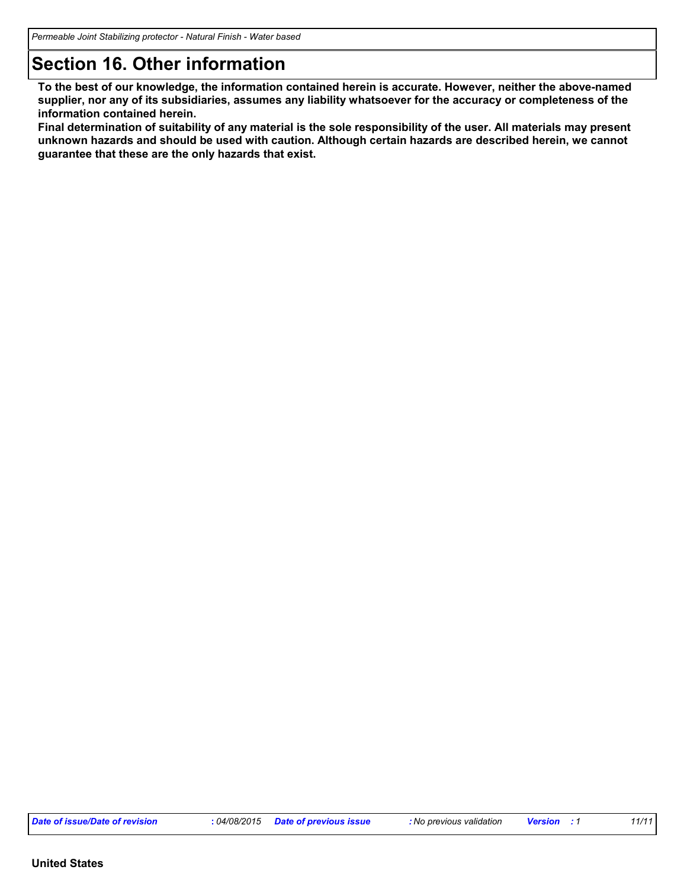# Section 16. Other information

**To the best of our knowledge, the information contained herein is accurate. However, neither the above-named supplier, nor any of its subsidiaries, assumes any liability whatsoever for the accuracy or completeness of the information contained herein.**

**Final determination of suitability of any material is the sole responsibility of the user. All materials may present unknown hazards and should be used with caution. Although certain hazards are described herein, we cannot guarantee that these are the only hazards that exist.**